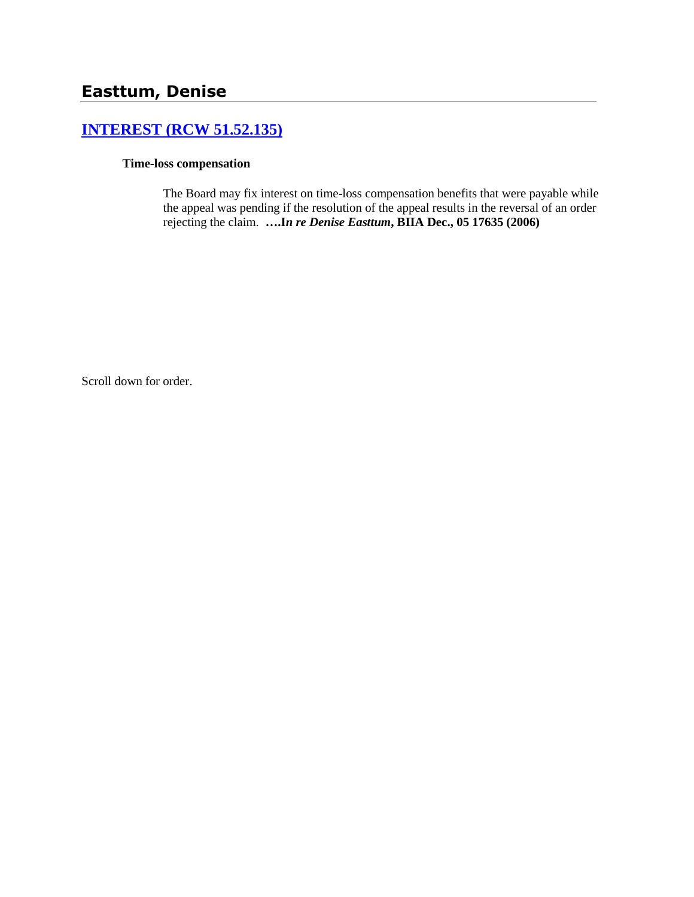# Easttum, Denise

## INTEREST (RCW 51.52.135)

### Time-loss compensation

The Board may fix interest on time-loss compensation benefits that were payable while the appeal was pending if the resolution of the appeal results in the reversal of an order rejecting the claim. **….I*n re Denise Easttum*, BIIA Dec., 05 17635 (2006)**

Scroll down for order.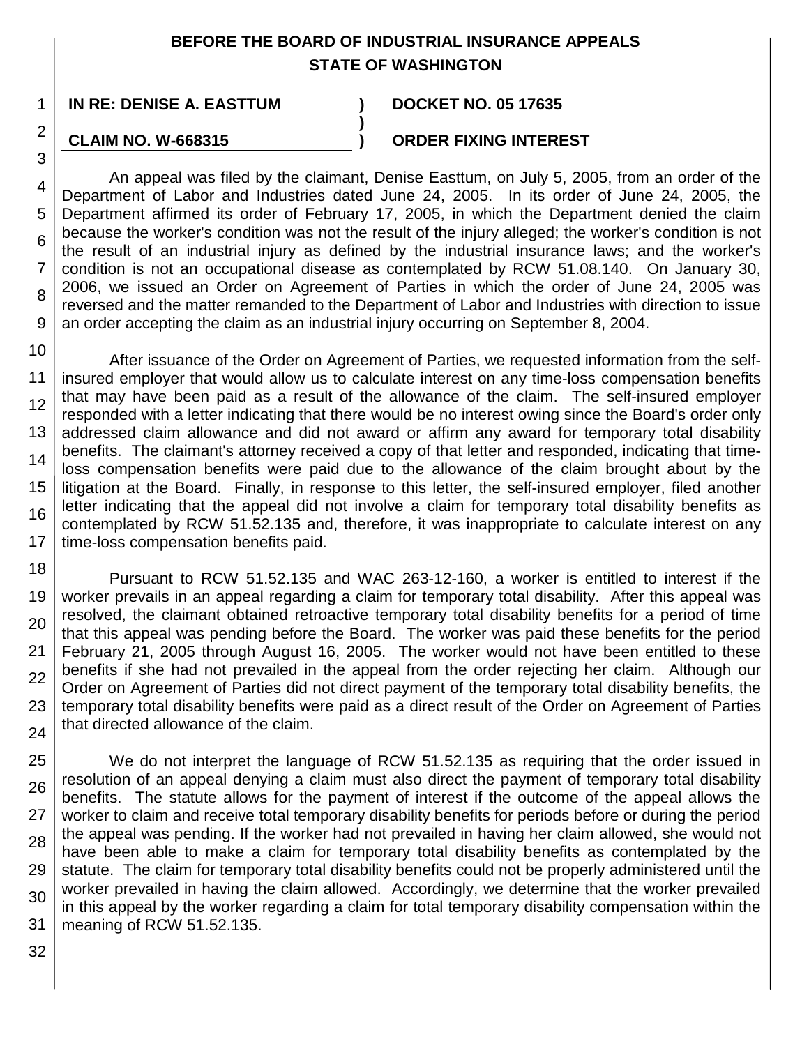# BEFORE THE BOARD OF INDUSTRIAL INSURANCE APPEALS
# STATE OF WASHINGTON

**IN RE: DENISE A. EASTTUM** ) **DOCKET NO. 05 17635**
)
**CLAIM NO. W-668315** ) **ORDER FIXING INTEREST**

An appeal was filed by the claimant, Denise Easttum, on July 5, 2005, from an order of the Department of Labor and Industries dated June 24, 2005. In its order of June 24, 2005, the Department affirmed its order of February 17, 2005, in which the Department denied the claim because the worker's condition was not the result of the injury alleged; the worker's condition is not the result of an industrial injury as defined by the industrial insurance laws; and the worker's condition is not an occupational disease as contemplated by RCW 51.08.140. On January 30, 2006, we issued an Order on Agreement of Parties in which the order of June 24, 2005 was reversed and the matter remanded to the Department of Labor and Industries with direction to issue an order accepting the claim as an industrial injury occurring on September 8, 2004.

After issuance of the Order on Agreement of Parties, we requested information from the self-insured employer that would allow us to calculate interest on any time-loss compensation benefits that may have been paid as a result of the allowance of the claim. The self-insured employer responded with a letter indicating that there would be no interest owing since the Board's order only addressed claim allowance and did not award or affirm any award for temporary total disability benefits. The claimant's attorney received a copy of that letter and responded, indicating that time-loss compensation benefits were paid due to the allowance of the claim brought about by the litigation at the Board. Finally, in response to this letter, the self-insured employer, filed another letter indicating that the appeal did not involve a claim for temporary total disability benefits as contemplated by RCW 51.52.135 and, therefore, it was inappropriate to calculate interest on any time-loss compensation benefits paid.

Pursuant to RCW 51.52.135 and WAC 263-12-160, a worker is entitled to interest if the worker prevails in an appeal regarding a claim for temporary total disability. After this appeal was resolved, the claimant obtained retroactive temporary total disability benefits for a period of time that this appeal was pending before the Board. The worker was paid these benefits for the period February 21, 2005 through August 16, 2005. The worker would not have been entitled to these benefits if she had not prevailed in the appeal from the order rejecting her claim. Although our Order on Agreement of Parties did not direct payment of the temporary total disability benefits, the temporary total disability benefits were paid as a direct result of the Order on Agreement of Parties that directed allowance of the claim.

We do not interpret the language of RCW 51.52.135 as requiring that the order issued in resolution of an appeal denying a claim must also direct the payment of temporary total disability benefits. The statute allows for the payment of interest if the outcome of the appeal allows the worker to claim and receive total temporary disability benefits for periods before or during the period the appeal was pending. If the worker had not prevailed in having her claim allowed, she would not have been able to make a claim for temporary total disability benefits as contemplated by the statute. The claim for temporary total disability benefits could not be properly administered until the worker prevailed in having the claim allowed. Accordingly, we determine that the worker prevailed in this appeal by the worker regarding a claim for total temporary disability compensation within the meaning of RCW 51.52.135.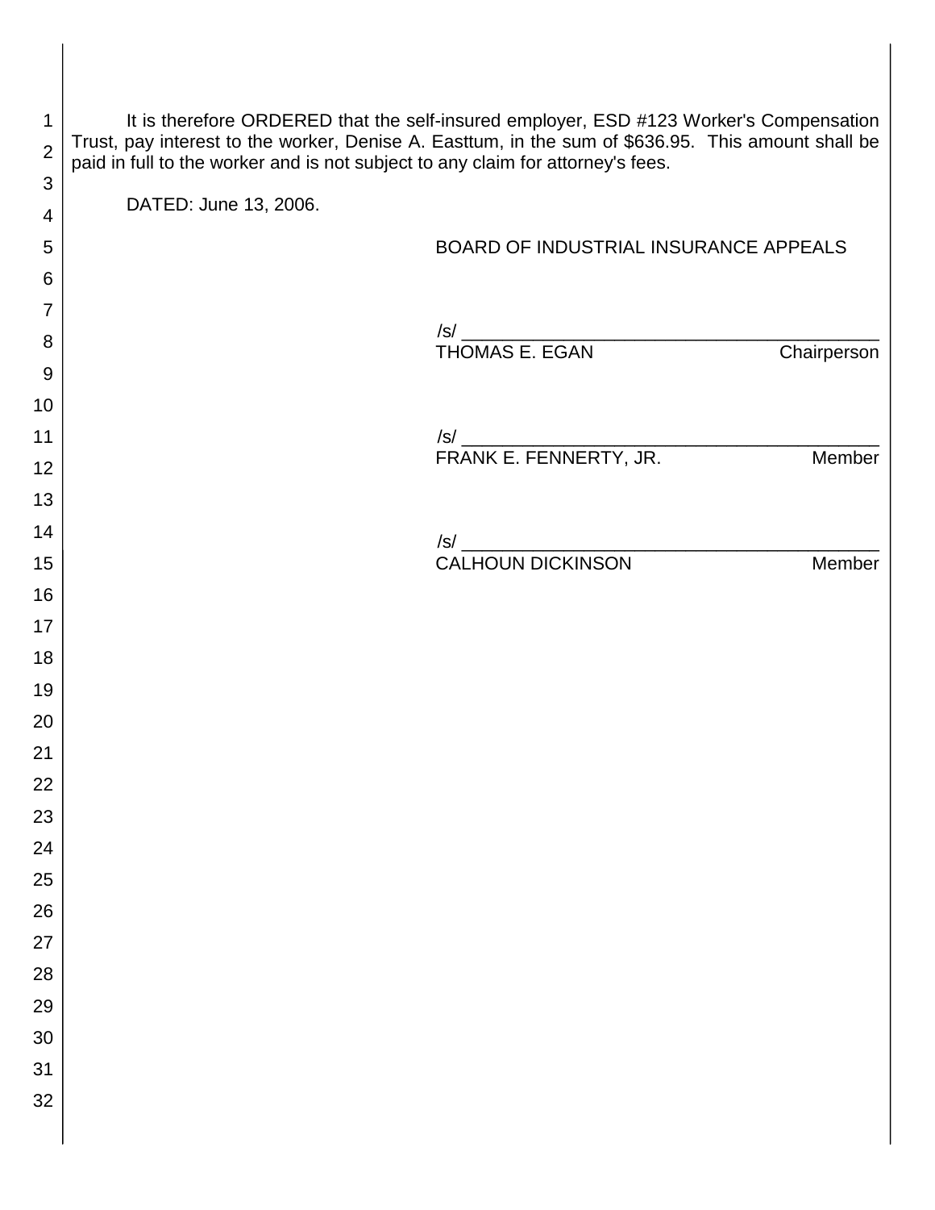It is therefore ORDERED that the self-insured employer, ESD #123 Worker's Compensation Trust, pay interest to the worker, Denise A. Easttum, in the sum of $636.95. This amount shall be paid in full to the worker and is not subject to any claim for attorney's fees.

DATED: June 13, 2006.

BOARD OF INDUSTRIAL INSURANCE APPEALS

/s/ ___________________________
THOMAS E. EGAN Chairperson

/s/ ___________________________
FRANK E. FENNERTY, JR. Member

/s/ ___________________________
CALHOUN DICKINSON Member